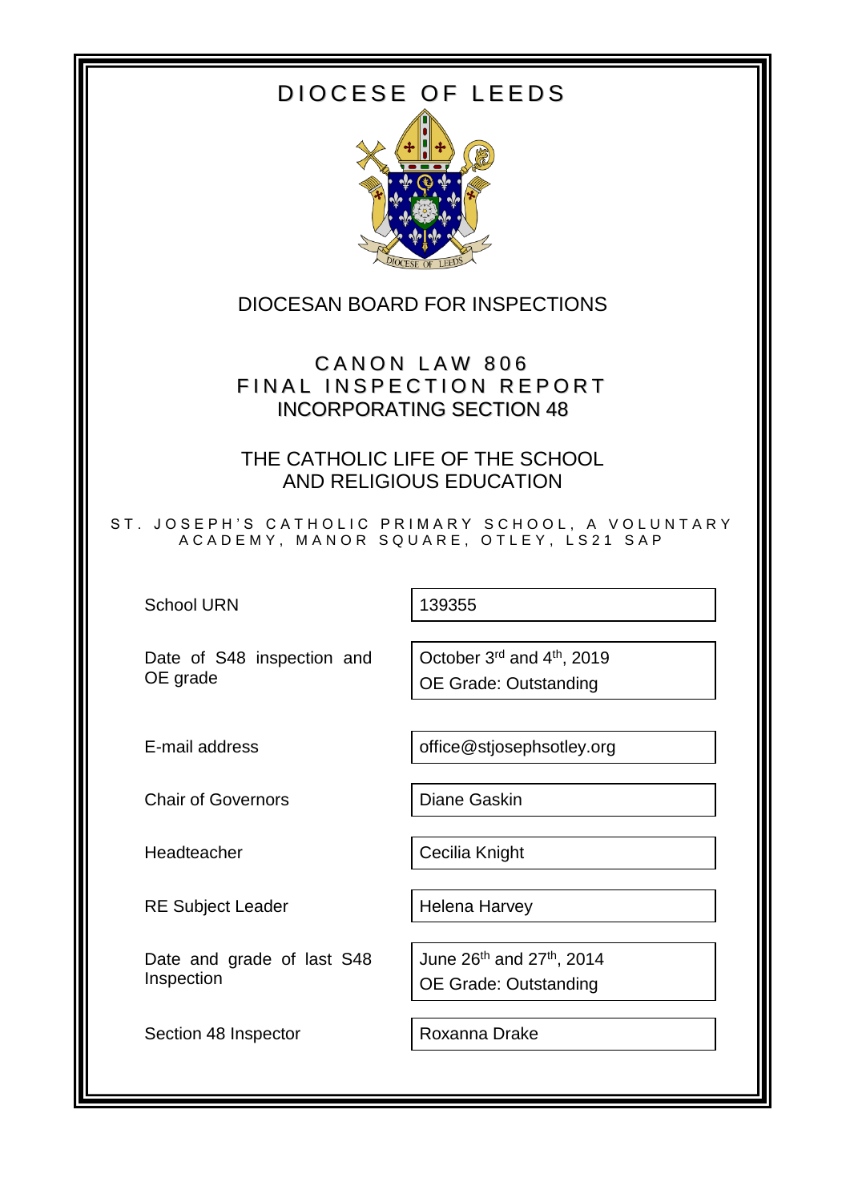# DIOCESE OF LEEDS

## DIOCESAN BOARD FOR INSPECTIONS

## CANON LAW 806
## FINAL INSPECTION REPORT
## INCORPORATING SECTION 48

## THE CATHOLIC LIFE OF THE SCHOOL AND RELIGIOUS EDUCATION

ST. JOSEPH'S CATHOLIC PRIMARY SCHOOL, A VOLUNTARY ACADEMY, MANOR SQUARE, OTLEY, LS21 SAP

| | |
|---|---|
| School URN | 139355 |
| Date of S48 inspection and OE grade | October 3rd and 4th, 2019<br>OE Grade: Outstanding |
| E-mail address | office@stjosephsotley.org |
| Chair of Governors | Diane Gaskin |
| Headteacher | Cecilia Knight |
| RE Subject Leader | Helena Harvey |
| Date and grade of last S48 Inspection | June 26th and 27th, 2014<br>OE Grade: Outstanding |
| Section 48 Inspector | Roxanna Drake |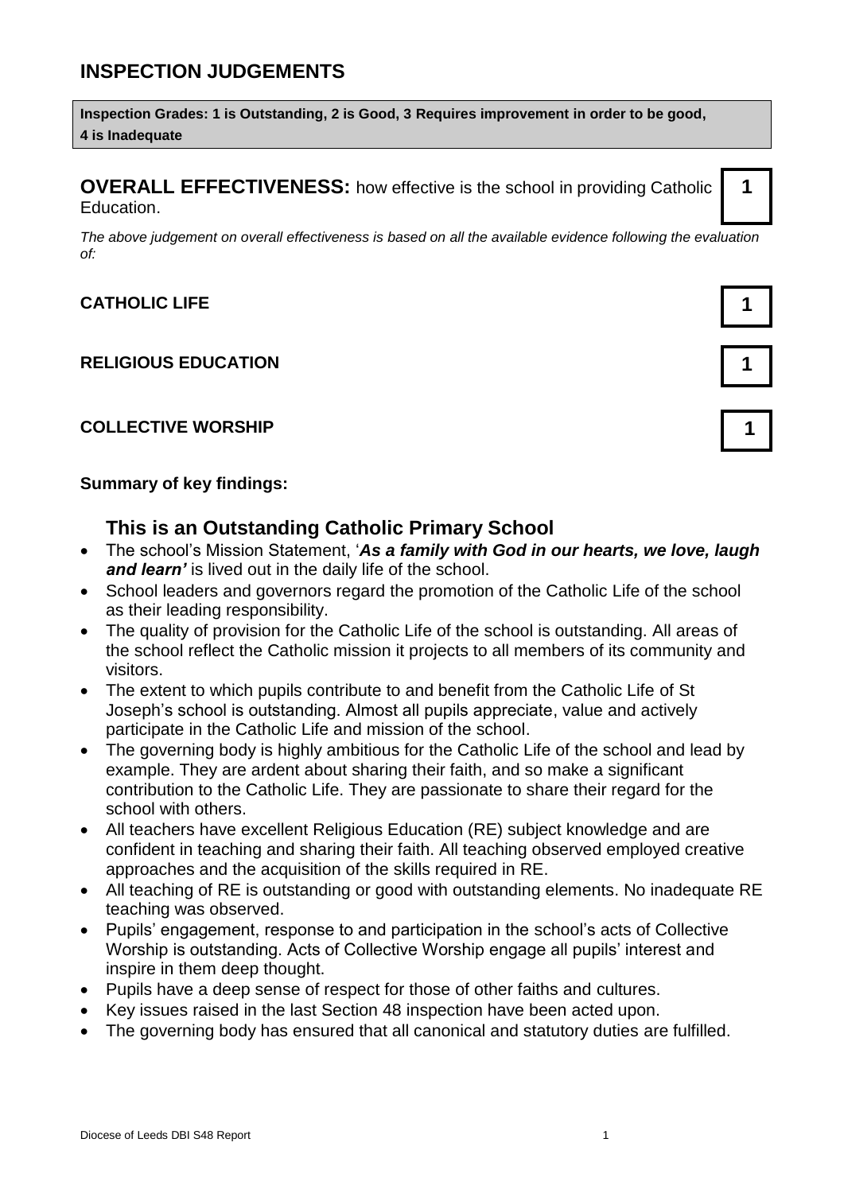## INSPECTION JUDGEMENTS

**Inspection Grades: 1 is Outstanding, 2 is Good, 3 Requires improvement in order to be good, 4 is Inadequate**

**OVERALL EFFECTIVENESS:** how effective is the school in providing Catholic Education. **1**

*The above judgement on overall effectiveness is based on all the available evidence following the evaluation of:*

| | |
|---|---|
| **CATHOLIC LIFE** | **1** |
| **RELIGIOUS EDUCATION** | **1** |
| **COLLECTIVE WORSHIP** | **1** |

**Summary of key findings:**

### This is an Outstanding Catholic Primary School

- The school's Mission Statement, '***As a family with God in our hearts, we love, laugh and learn'*** is lived out in the daily life of the school.
- School leaders and governors regard the promotion of the Catholic Life of the school as their leading responsibility.
- The quality of provision for the Catholic Life of the school is outstanding. All areas of the school reflect the Catholic mission it projects to all members of its community and visitors.
- The extent to which pupils contribute to and benefit from the Catholic Life of St Joseph's school is outstanding. Almost all pupils appreciate, value and actively participate in the Catholic Life and mission of the school.
- The governing body is highly ambitious for the Catholic Life of the school and lead by example. They are ardent about sharing their faith, and so make a significant contribution to the Catholic Life. They are passionate to share their regard for the school with others.
- All teachers have excellent Religious Education (RE) subject knowledge and are confident in teaching and sharing their faith. All teaching observed employed creative approaches and the acquisition of the skills required in RE.
- All teaching of RE is outstanding or good with outstanding elements. No inadequate RE teaching was observed.
- Pupils' engagement, response to and participation in the school's acts of Collective Worship is outstanding. Acts of Collective Worship engage all pupils' interest and inspire in them deep thought.
- Pupils have a deep sense of respect for those of other faiths and cultures.
- Key issues raised in the last Section 48 inspection have been acted upon.
- The governing body has ensured that all canonical and statutory duties are fulfilled.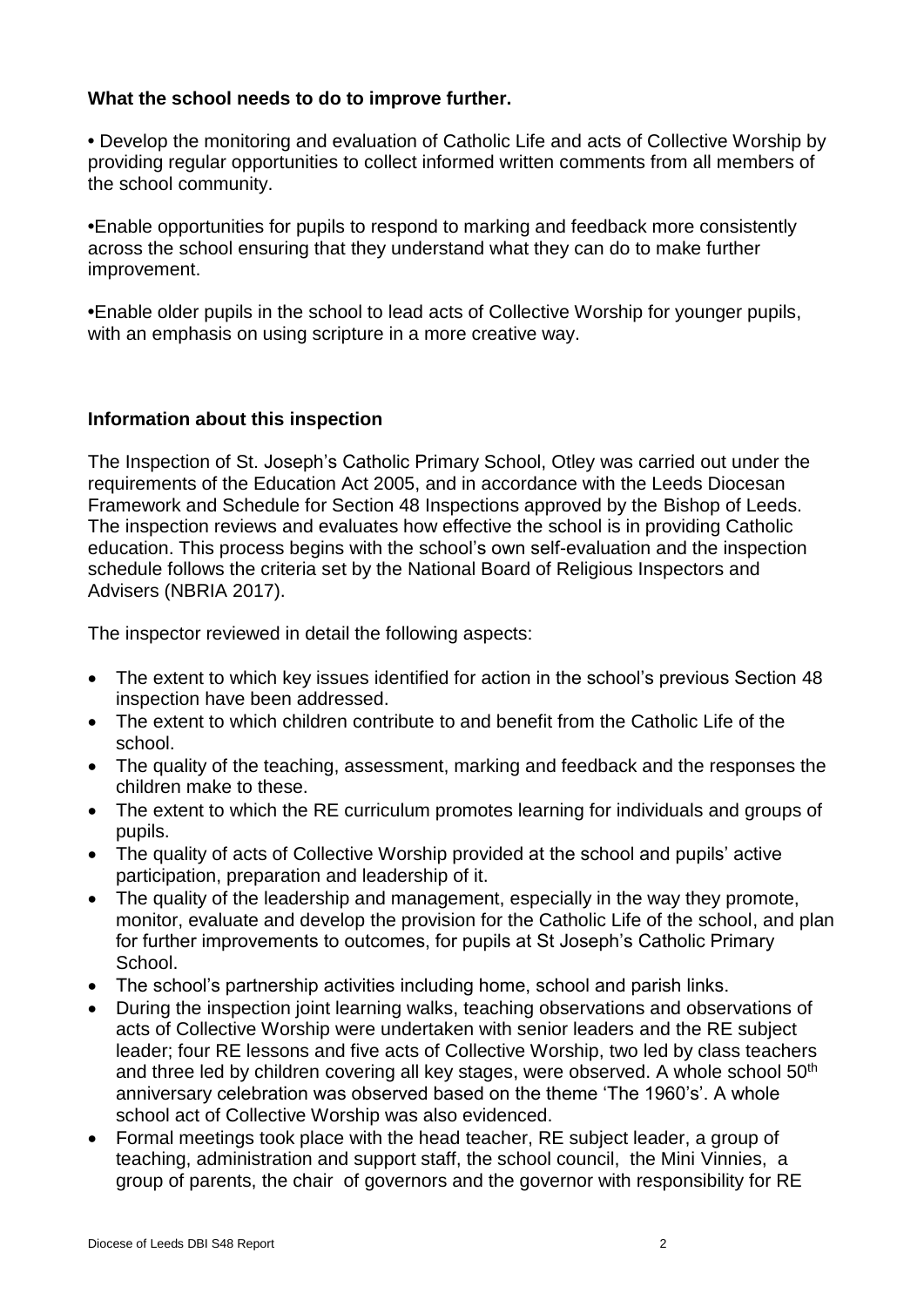## What the school needs to do to improve further.

- Develop the monitoring and evaluation of Catholic Life and acts of Collective Worship by providing regular opportunities to collect informed written comments from all members of the school community.

- Enable opportunities for pupils to respond to marking and feedback more consistently across the school ensuring that they understand what they can do to make further improvement.

- Enable older pupils in the school to lead acts of Collective Worship for younger pupils, with an emphasis on using scripture in a more creative way.

## Information about this inspection

The Inspection of St. Joseph's Catholic Primary School, Otley was carried out under the requirements of the Education Act 2005, and in accordance with the Leeds Diocesan Framework and Schedule for Section 48 Inspections approved by the Bishop of Leeds. The inspection reviews and evaluates how effective the school is in providing Catholic education. This process begins with the school's own self-evaluation and the inspection schedule follows the criteria set by the National Board of Religious Inspectors and Advisers (NBRIA 2017).

The inspector reviewed in detail the following aspects:

- The extent to which key issues identified for action in the school's previous Section 48 inspection have been addressed.
- The extent to which children contribute to and benefit from the Catholic Life of the school.
- The quality of the teaching, assessment, marking and feedback and the responses the children make to these.
- The extent to which the RE curriculum promotes learning for individuals and groups of pupils.
- The quality of acts of Collective Worship provided at the school and pupils' active participation, preparation and leadership of it.
- The quality of the leadership and management, especially in the way they promote, monitor, evaluate and develop the provision for the Catholic Life of the school, and plan for further improvements to outcomes, for pupils at St Joseph's Catholic Primary School.
- The school's partnership activities including home, school and parish links.
- During the inspection joint learning walks, teaching observations and observations of acts of Collective Worship were undertaken with senior leaders and the RE subject leader; four RE lessons and five acts of Collective Worship, two led by class teachers and three led by children covering all key stages, were observed. A whole school 50th anniversary celebration was observed based on the theme 'The 1960's'. A whole school act of Collective Worship was also evidenced.
- Formal meetings took place with the head teacher, RE subject leader, a group of teaching, administration and support staff, the school council, the Mini Vinnies, a group of parents, the chair of governors and the governor with responsibility for RE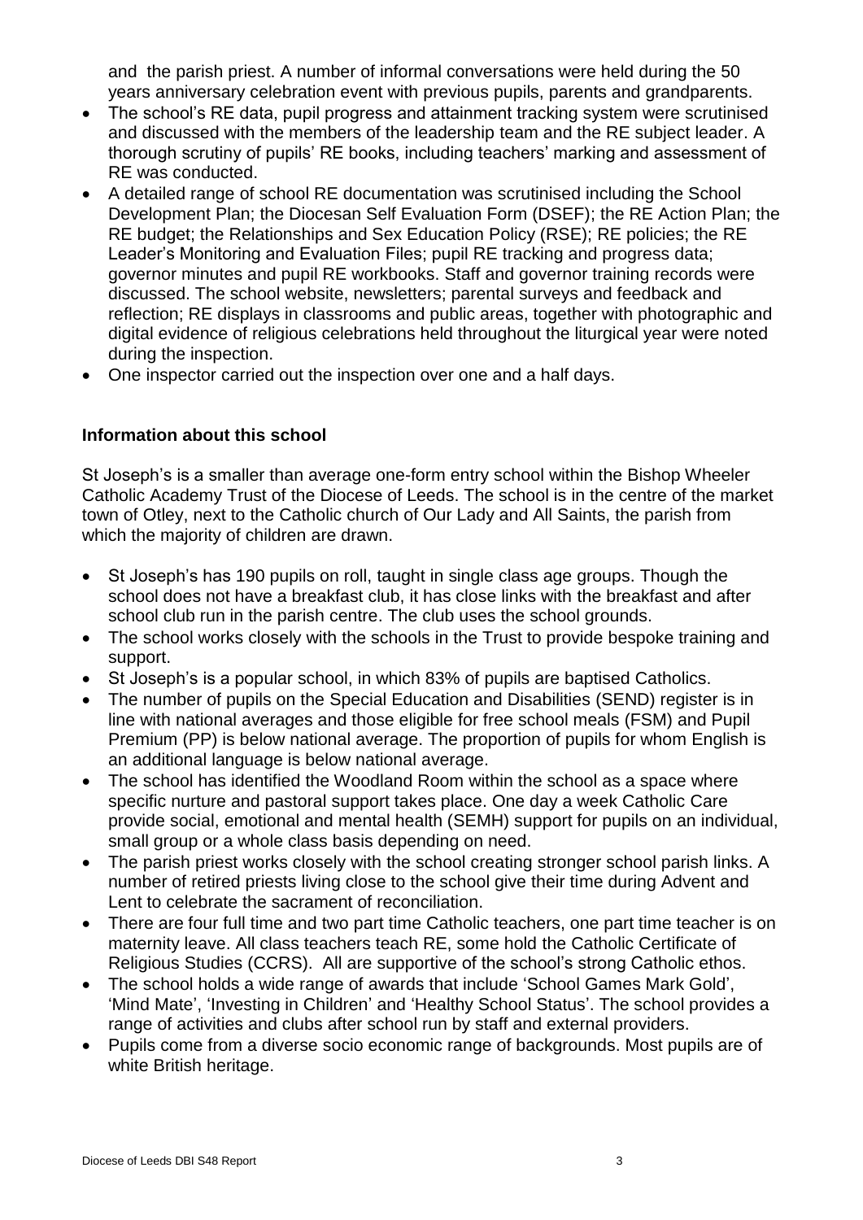and the parish priest. A number of informal conversations were held during the 50 years anniversary celebration event with previous pupils, parents and grandparents.

- The school's RE data, pupil progress and attainment tracking system were scrutinised and discussed with the members of the leadership team and the RE subject leader. A thorough scrutiny of pupils' RE books, including teachers' marking and assessment of RE was conducted.
- A detailed range of school RE documentation was scrutinised including the School Development Plan; the Diocesan Self Evaluation Form (DSEF); the RE Action Plan; the RE budget; the Relationships and Sex Education Policy (RSE); RE policies; the RE Leader's Monitoring and Evaluation Files; pupil RE tracking and progress data; governor minutes and pupil RE workbooks. Staff and governor training records were discussed. The school website, newsletters; parental surveys and feedback and reflection; RE displays in classrooms and public areas, together with photographic and digital evidence of religious celebrations held throughout the liturgical year were noted during the inspection.
- One inspector carried out the inspection over one and a half days.

**Information about this school**

St Joseph's is a smaller than average one-form entry school within the Bishop Wheeler Catholic Academy Trust of the Diocese of Leeds. The school is in the centre of the market town of Otley, next to the Catholic church of Our Lady and All Saints, the parish from which the majority of children are drawn.

- St Joseph's has 190 pupils on roll, taught in single class age groups. Though the school does not have a breakfast club, it has close links with the breakfast and after school club run in the parish centre. The club uses the school grounds.
- The school works closely with the schools in the Trust to provide bespoke training and support.
- St Joseph's is a popular school, in which 83% of pupils are baptised Catholics.
- The number of pupils on the Special Education and Disabilities (SEND) register is in line with national averages and those eligible for free school meals (FSM) and Pupil Premium (PP) is below national average. The proportion of pupils for whom English is an additional language is below national average.
- The school has identified the Woodland Room within the school as a space where specific nurture and pastoral support takes place. One day a week Catholic Care provide social, emotional and mental health (SEMH) support for pupils on an individual, small group or a whole class basis depending on need.
- The parish priest works closely with the school creating stronger school parish links. A number of retired priests living close to the school give their time during Advent and Lent to celebrate the sacrament of reconciliation.
- There are four full time and two part time Catholic teachers, one part time teacher is on maternity leave. All class teachers teach RE, some hold the Catholic Certificate of Religious Studies (CCRS). All are supportive of the school's strong Catholic ethos.
- The school holds a wide range of awards that include 'School Games Mark Gold', 'Mind Mate', 'Investing in Children' and 'Healthy School Status'. The school provides a range of activities and clubs after school run by staff and external providers.
- Pupils come from a diverse socio economic range of backgrounds. Most pupils are of white British heritage.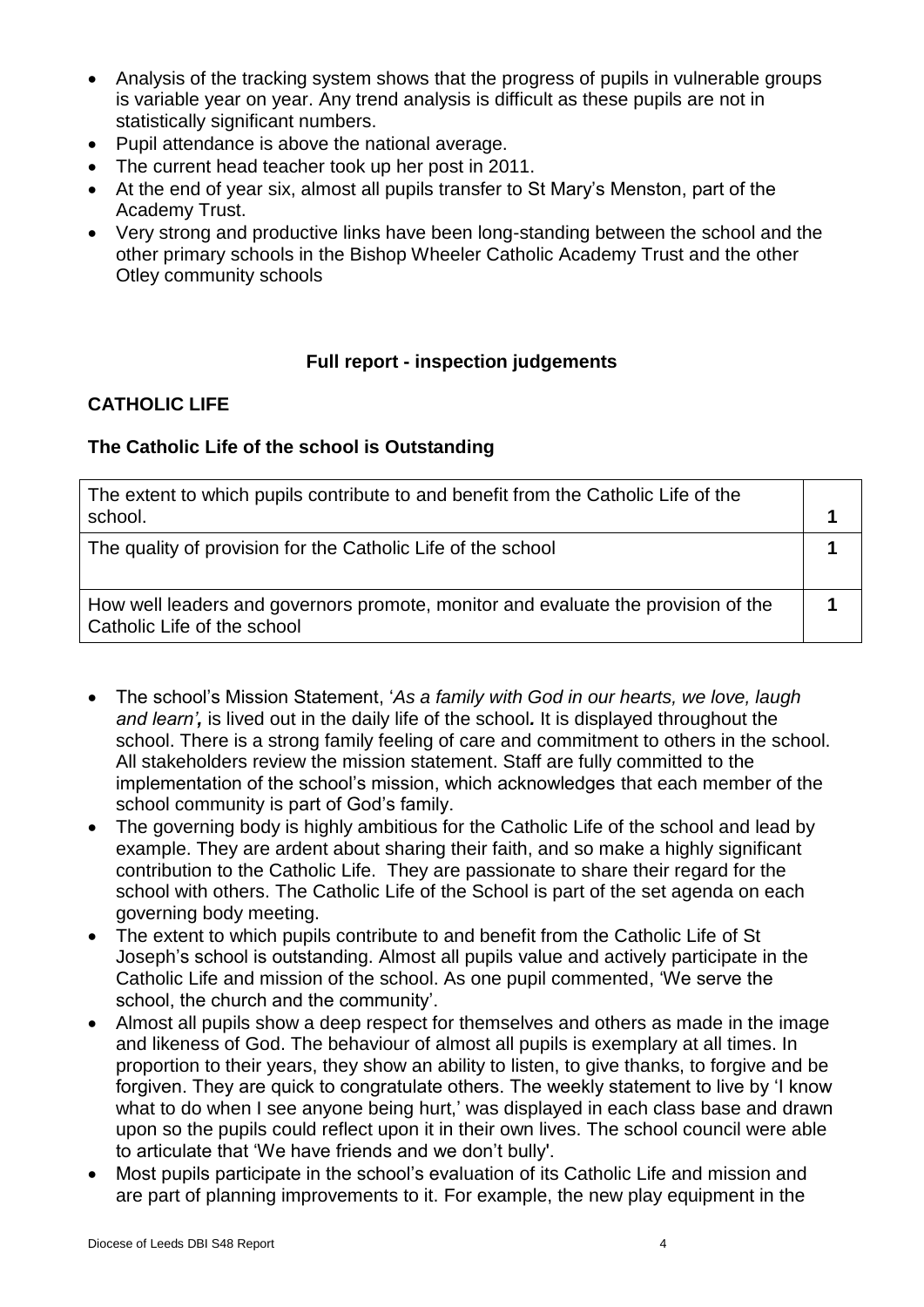- Analysis of the tracking system shows that the progress of pupils in vulnerable groups is variable year on year. Any trend analysis is difficult as these pupils are not in statistically significant numbers.
- Pupil attendance is above the national average.
- The current head teacher took up her post in 2011.
- At the end of year six, almost all pupils transfer to St Mary's Menston, part of the Academy Trust.
- Very strong and productive links have been long-standing between the school and the other primary schools in the Bishop Wheeler Catholic Academy Trust and the other Otley community schools

## Full report - inspection judgements

### CATHOLIC LIFE

### The Catholic Life of the school is Outstanding

| | |
|---|---|
| The extent to which pupils contribute to and benefit from the Catholic Life of the school. | 1 |
| The quality of provision for the Catholic Life of the school | 1 |
| How well leaders and governors promote, monitor and evaluate the provision of the Catholic Life of the school | 1 |

- The school's Mission Statement, '*As a family with God in our hearts, we love, laugh and learn'*, is lived out in the daily life of the school. It is displayed throughout the school. There is a strong family feeling of care and commitment to others in the school. All stakeholders review the mission statement. Staff are fully committed to the implementation of the school's mission, which acknowledges that each member of the school community is part of God's family.
- The governing body is highly ambitious for the Catholic Life of the school and lead by example. They are ardent about sharing their faith, and so make a highly significant contribution to the Catholic Life. They are passionate to share their regard for the school with others. The Catholic Life of the School is part of the set agenda on each governing body meeting.
- The extent to which pupils contribute to and benefit from the Catholic Life of St Joseph's school is outstanding. Almost all pupils value and actively participate in the Catholic Life and mission of the school. As one pupil commented, 'We serve the school, the church and the community'.
- Almost all pupils show a deep respect for themselves and others as made in the image and likeness of God. The behaviour of almost all pupils is exemplary at all times. In proportion to their years, they show an ability to listen, to give thanks, to forgive and be forgiven. They are quick to congratulate others. The weekly statement to live by 'I know what to do when I see anyone being hurt,' was displayed in each class base and drawn upon so the pupils could reflect upon it in their own lives. The school council were able to articulate that 'We have friends and we don't bully'.
- Most pupils participate in the school's evaluation of its Catholic Life and mission and are part of planning improvements to it. For example, the new play equipment in the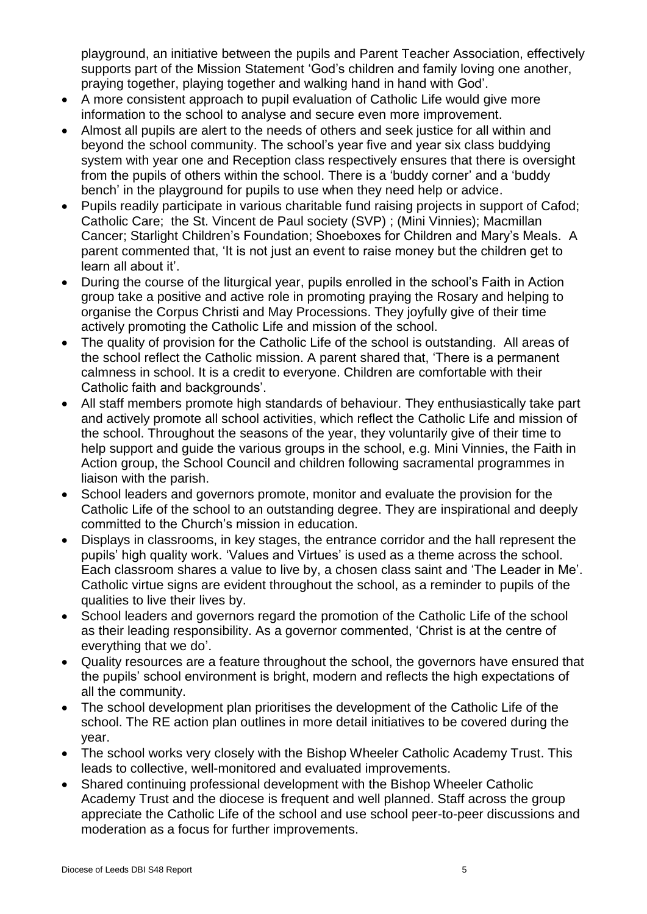playground, an initiative between the pupils and Parent Teacher Association, effectively supports part of the Mission Statement 'God's children and family loving one another, praying together, playing together and walking hand in hand with God'.

- A more consistent approach to pupil evaluation of Catholic Life would give more information to the school to analyse and secure even more improvement.
- Almost all pupils are alert to the needs of others and seek justice for all within and beyond the school community. The school's year five and year six class buddying system with year one and Reception class respectively ensures that there is oversight from the pupils of others within the school. There is a 'buddy corner' and a 'buddy bench' in the playground for pupils to use when they need help or advice.
- Pupils readily participate in various charitable fund raising projects in support of Cafod; Catholic Care; the St. Vincent de Paul society (SVP) ; (Mini Vinnies); Macmillan Cancer; Starlight Children's Foundation; Shoeboxes for Children and Mary's Meals. A parent commented that, 'It is not just an event to raise money but the children get to learn all about it'.
- During the course of the liturgical year, pupils enrolled in the school's Faith in Action group take a positive and active role in promoting praying the Rosary and helping to organise the Corpus Christi and May Processions. They joyfully give of their time actively promoting the Catholic Life and mission of the school.
- The quality of provision for the Catholic Life of the school is outstanding. All areas of the school reflect the Catholic mission. A parent shared that, 'There is a permanent calmness in school. It is a credit to everyone. Children are comfortable with their Catholic faith and backgrounds'.
- All staff members promote high standards of behaviour. They enthusiastically take part and actively promote all school activities, which reflect the Catholic Life and mission of the school. Throughout the seasons of the year, they voluntarily give of their time to help support and guide the various groups in the school, e.g. Mini Vinnies, the Faith in Action group, the School Council and children following sacramental programmes in liaison with the parish.
- School leaders and governors promote, monitor and evaluate the provision for the Catholic Life of the school to an outstanding degree. They are inspirational and deeply committed to the Church's mission in education.
- Displays in classrooms, in key stages, the entrance corridor and the hall represent the pupils' high quality work. 'Values and Virtues' is used as a theme across the school. Each classroom shares a value to live by, a chosen class saint and 'The Leader in Me'. Catholic virtue signs are evident throughout the school, as a reminder to pupils of the qualities to live their lives by.
- School leaders and governors regard the promotion of the Catholic Life of the school as their leading responsibility. As a governor commented, 'Christ is at the centre of everything that we do'.
- Quality resources are a feature throughout the school, the governors have ensured that the pupils' school environment is bright, modern and reflects the high expectations of all the community.
- The school development plan prioritises the development of the Catholic Life of the school. The RE action plan outlines in more detail initiatives to be covered during the year.
- The school works very closely with the Bishop Wheeler Catholic Academy Trust. This leads to collective, well-monitored and evaluated improvements.
- Shared continuing professional development with the Bishop Wheeler Catholic Academy Trust and the diocese is frequent and well planned. Staff across the group appreciate the Catholic Life of the school and use school peer-to-peer discussions and moderation as a focus for further improvements.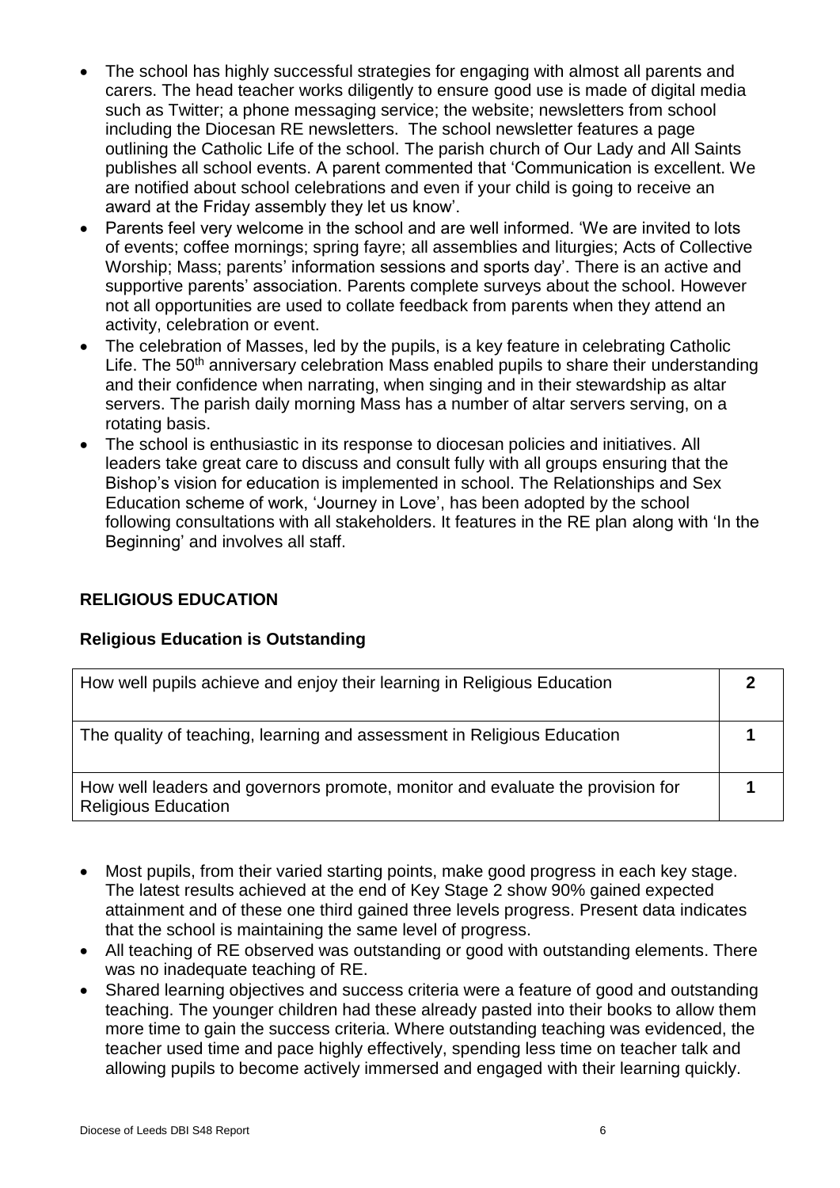- The school has highly successful strategies for engaging with almost all parents and carers. The head teacher works diligently to ensure good use is made of digital media such as Twitter; a phone messaging service; the website; newsletters from school including the Diocesan RE newsletters. The school newsletter features a page outlining the Catholic Life of the school. The parish church of Our Lady and All Saints publishes all school events. A parent commented that 'Communication is excellent. We are notified about school celebrations and even if your child is going to receive an award at the Friday assembly they let us know'.
- Parents feel very welcome in the school and are well informed. 'We are invited to lots of events; coffee mornings; spring fayre; all assemblies and liturgies; Acts of Collective Worship; Mass; parents' information sessions and sports day'. There is an active and supportive parents' association. Parents complete surveys about the school. However not all opportunities are used to collate feedback from parents when they attend an activity, celebration or event.
- The celebration of Masses, led by the pupils, is a key feature in celebrating Catholic Life. The 50th anniversary celebration Mass enabled pupils to share their understanding and their confidence when narrating, when singing and in their stewardship as altar servers. The parish daily morning Mass has a number of altar servers serving, on a rotating basis.
- The school is enthusiastic in its response to diocesan policies and initiatives. All leaders take great care to discuss and consult fully with all groups ensuring that the Bishop's vision for education is implemented in school. The Relationships and Sex Education scheme of work, 'Journey in Love', has been adopted by the school following consultations with all stakeholders. It features in the RE plan along with 'In the Beginning' and involves all staff.

## RELIGIOUS EDUCATION

### Religious Education is Outstanding

| | |
|---|---|
| How well pupils achieve and enjoy their learning in Religious Education | **2** |
| The quality of teaching, learning and assessment in Religious Education | **1** |
| How well leaders and governors promote, monitor and evaluate the provision for Religious Education | **1** |

- Most pupils, from their varied starting points, make good progress in each key stage. The latest results achieved at the end of Key Stage 2 show 90% gained expected attainment and of these one third gained three levels progress. Present data indicates that the school is maintaining the same level of progress.
- All teaching of RE observed was outstanding or good with outstanding elements. There was no inadequate teaching of RE.
- Shared learning objectives and success criteria were a feature of good and outstanding teaching. The younger children had these already pasted into their books to allow them more time to gain the success criteria. Where outstanding teaching was evidenced, the teacher used time and pace highly effectively, spending less time on teacher talk and allowing pupils to become actively immersed and engaged with their learning quickly.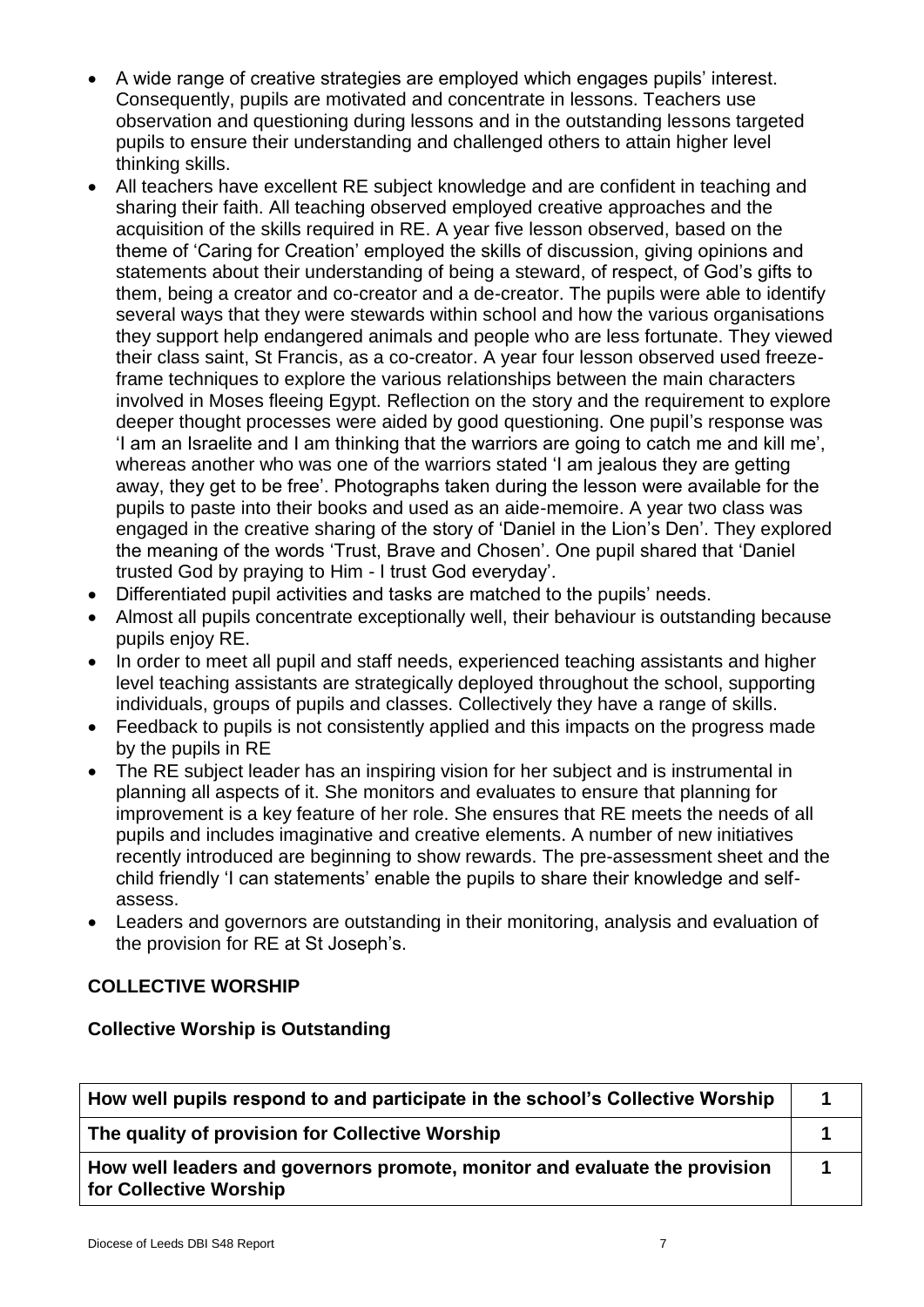- A wide range of creative strategies are employed which engages pupils' interest. Consequently, pupils are motivated and concentrate in lessons. Teachers use observation and questioning during lessons and in the outstanding lessons targeted pupils to ensure their understanding and challenged others to attain higher level thinking skills.
- All teachers have excellent RE subject knowledge and are confident in teaching and sharing their faith. All teaching observed employed creative approaches and the acquisition of the skills required in RE. A year five lesson observed, based on the theme of 'Caring for Creation' employed the skills of discussion, giving opinions and statements about their understanding of being a steward, of respect, of God's gifts to them, being a creator and co-creator and a de-creator. The pupils were able to identify several ways that they were stewards within school and how the various organisations they support help endangered animals and people who are less fortunate. They viewed their class saint, St Francis, as a co-creator. A year four lesson observed used freeze-frame techniques to explore the various relationships between the main characters involved in Moses fleeing Egypt. Reflection on the story and the requirement to explore deeper thought processes were aided by good questioning. One pupil's response was 'I am an Israelite and I am thinking that the warriors are going to catch me and kill me', whereas another who was one of the warriors stated 'I am jealous they are getting away, they get to be free'. Photographs taken during the lesson were available for the pupils to paste into their books and used as an aide-memoire. A year two class was engaged in the creative sharing of the story of 'Daniel in the Lion's Den'. They explored the meaning of the words 'Trust, Brave and Chosen'. One pupil shared that 'Daniel trusted God by praying to Him - I trust God everyday'.
- Differentiated pupil activities and tasks are matched to the pupils' needs.
- Almost all pupils concentrate exceptionally well, their behaviour is outstanding because pupils enjoy RE.
- In order to meet all pupil and staff needs, experienced teaching assistants and higher level teaching assistants are strategically deployed throughout the school, supporting individuals, groups of pupils and classes. Collectively they have a range of skills.
- Feedback to pupils is not consistently applied and this impacts on the progress made by the pupils in RE
- The RE subject leader has an inspiring vision for her subject and is instrumental in planning all aspects of it. She monitors and evaluates to ensure that planning for improvement is a key feature of her role. She ensures that RE meets the needs of all pupils and includes imaginative and creative elements. A number of new initiatives recently introduced are beginning to show rewards. The pre-assessment sheet and the child friendly 'I can statements' enable the pupils to share their knowledge and self-assess.
- Leaders and governors are outstanding in their monitoring, analysis and evaluation of the provision for RE at St Joseph's.

## COLLECTIVE WORSHIP

**Collective Worship is Outstanding**

| | |
|---|---|
| **How well pupils respond to and participate in the school's Collective Worship** | **1** |
| **The quality of provision for Collective Worship** | **1** |
| **How well leaders and governors promote, monitor and evaluate the provision for Collective Worship** | **1** |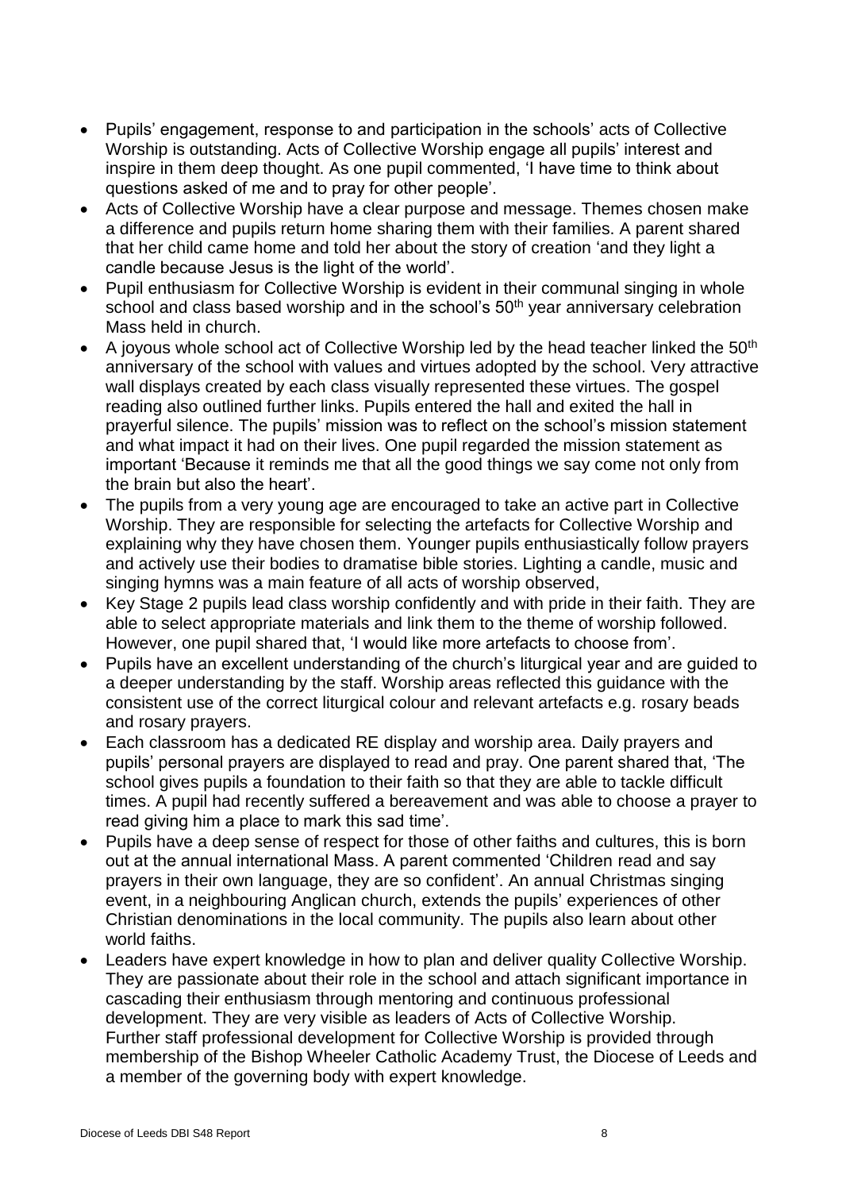- Pupils' engagement, response to and participation in the schools' acts of Collective Worship is outstanding. Acts of Collective Worship engage all pupils' interest and inspire in them deep thought. As one pupil commented, 'I have time to think about questions asked of me and to pray for other people'.
- Acts of Collective Worship have a clear purpose and message. Themes chosen make a difference and pupils return home sharing them with their families. A parent shared that her child came home and told her about the story of creation 'and they light a candle because Jesus is the light of the world'.
- Pupil enthusiasm for Collective Worship is evident in their communal singing in whole school and class based worship and in the school's 50th year anniversary celebration Mass held in church.
- A joyous whole school act of Collective Worship led by the head teacher linked the 50th anniversary of the school with values and virtues adopted by the school. Very attractive wall displays created by each class visually represented these virtues. The gospel reading also outlined further links. Pupils entered the hall and exited the hall in prayerful silence. The pupils' mission was to reflect on the school's mission statement and what impact it had on their lives. One pupil regarded the mission statement as important 'Because it reminds me that all the good things we say come not only from the brain but also the heart'.
- The pupils from a very young age are encouraged to take an active part in Collective Worship. They are responsible for selecting the artefacts for Collective Worship and explaining why they have chosen them. Younger pupils enthusiastically follow prayers and actively use their bodies to dramatise bible stories. Lighting a candle, music and singing hymns was a main feature of all acts of worship observed,
- Key Stage 2 pupils lead class worship confidently and with pride in their faith. They are able to select appropriate materials and link them to the theme of worship followed. However, one pupil shared that, 'I would like more artefacts to choose from'.
- Pupils have an excellent understanding of the church's liturgical year and are guided to a deeper understanding by the staff. Worship areas reflected this guidance with the consistent use of the correct liturgical colour and relevant artefacts e.g. rosary beads and rosary prayers.
- Each classroom has a dedicated RE display and worship area. Daily prayers and pupils' personal prayers are displayed to read and pray. One parent shared that, 'The school gives pupils a foundation to their faith so that they are able to tackle difficult times. A pupil had recently suffered a bereavement and was able to choose a prayer to read giving him a place to mark this sad time'.
- Pupils have a deep sense of respect for those of other faiths and cultures, this is born out at the annual international Mass. A parent commented 'Children read and say prayers in their own language, they are so confident'. An annual Christmas singing event, in a neighbouring Anglican church, extends the pupils' experiences of other Christian denominations in the local community. The pupils also learn about other world faiths.
- Leaders have expert knowledge in how to plan and deliver quality Collective Worship. They are passionate about their role in the school and attach significant importance in cascading their enthusiasm through mentoring and continuous professional development. They are very visible as leaders of Acts of Collective Worship. Further staff professional development for Collective Worship is provided through membership of the Bishop Wheeler Catholic Academy Trust, the Diocese of Leeds and a member of the governing body with expert knowledge.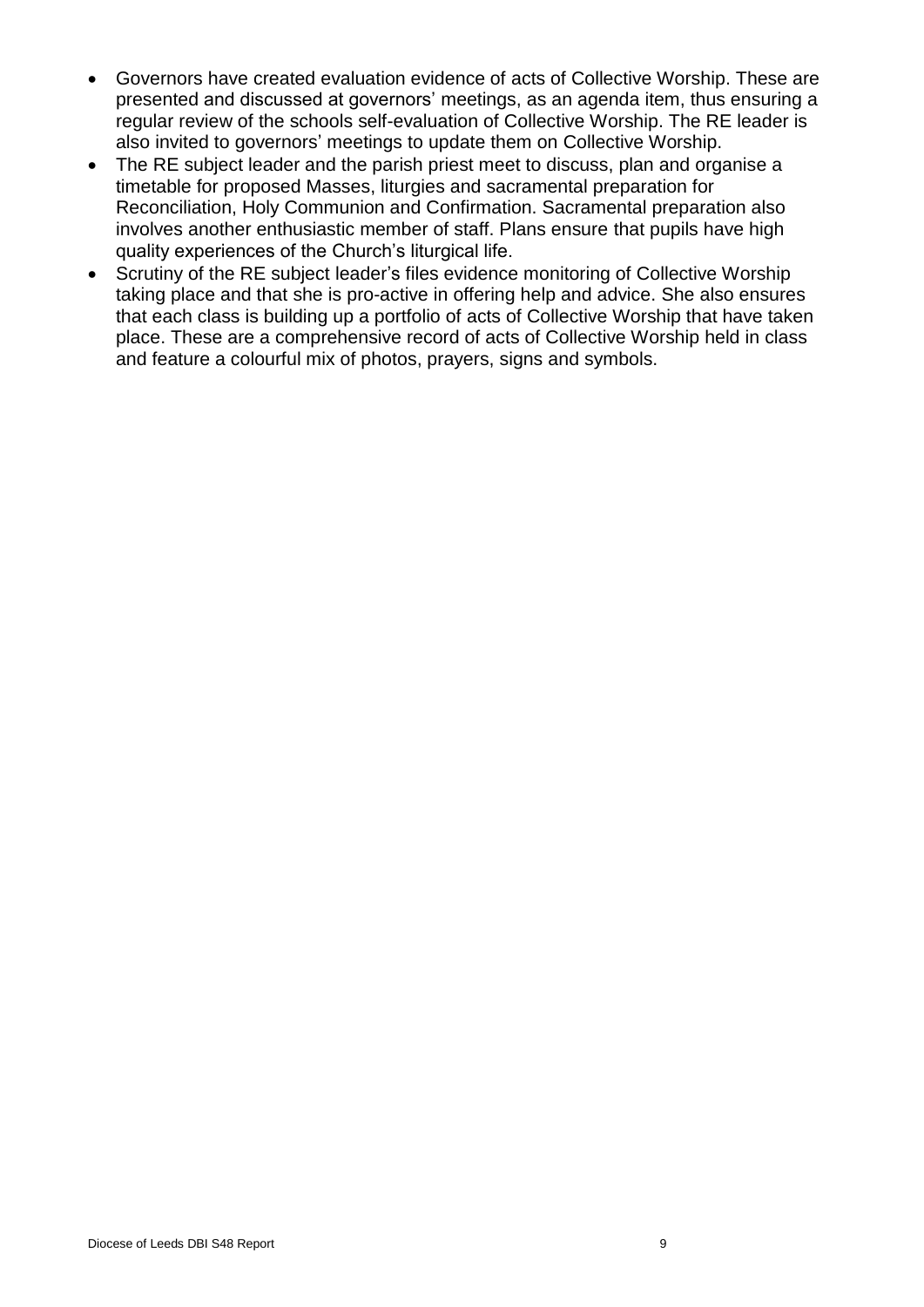- Governors have created evaluation evidence of acts of Collective Worship. These are presented and discussed at governors' meetings, as an agenda item, thus ensuring a regular review of the schools self-evaluation of Collective Worship. The RE leader is also invited to governors' meetings to update them on Collective Worship.
- The RE subject leader and the parish priest meet to discuss, plan and organise a timetable for proposed Masses, liturgies and sacramental preparation for Reconciliation, Holy Communion and Confirmation. Sacramental preparation also involves another enthusiastic member of staff. Plans ensure that pupils have high quality experiences of the Church's liturgical life.
- Scrutiny of the RE subject leader's files evidence monitoring of Collective Worship taking place and that she is pro-active in offering help and advice. She also ensures that each class is building up a portfolio of acts of Collective Worship that have taken place. These are a comprehensive record of acts of Collective Worship held in class and feature a colourful mix of photos, prayers, signs and symbols.